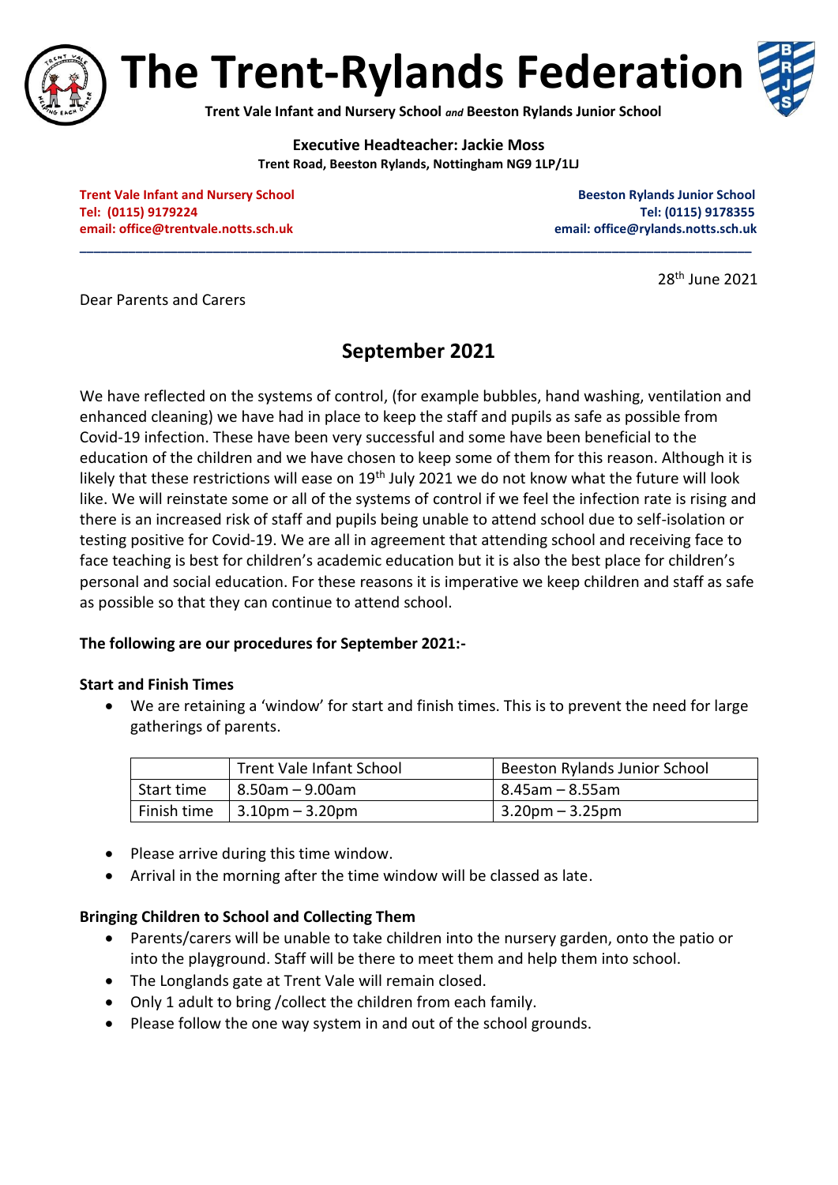# The Trent-Rylands Federation

**Trent Vale Infant and Nursery School** ***and*** **Beeston Rylands Junior School**

**Executive Headteacher: Jackie Moss**
**Trent Road, Beeston Rylands, Nottingham NG9 1LP/1LJ**

**Trent Vale Infant and Nursery School**
**Tel: (0115) 9179224**
**email: office@trentvale.notts.sch.uk**

**Beeston Rylands Junior School**
**Tel: (0115) 9178355**
**email: office@rylands.notts.sch.uk**

---

28th June 2021

Dear Parents and Carers

## September 2021

We have reflected on the systems of control, (for example bubbles, hand washing, ventilation and enhanced cleaning) we have had in place to keep the staff and pupils as safe as possible from Covid-19 infection. These have been very successful and some have been beneficial to the education of the children and we have chosen to keep some of them for this reason. Although it is likely that these restrictions will ease on 19th July 2021 we do not know what the future will look like. We will reinstate some or all of the systems of control if we feel the infection rate is rising and there is an increased risk of staff and pupils being unable to attend school due to self-isolation or testing positive for Covid-19. We are all in agreement that attending school and receiving face to face teaching is best for children's academic education but it is also the best place for children's personal and social education. For these reasons it is imperative we keep children and staff as safe as possible so that they can continue to attend school.

**The following are our procedures for September 2021:-**

**Start and Finish Times**

- We are retaining a 'window' for start and finish times. This is to prevent the need for large gatherings of parents.

| | Trent Vale Infant School | Beeston Rylands Junior School |
|---|---|---|
| Start time | 8.50am – 9.00am | 8.45am – 8.55am |
| Finish time | 3.10pm – 3.20pm | 3.20pm – 3.25pm |

- Please arrive during this time window.
- Arrival in the morning after the time window will be classed as late.

**Bringing Children to School and Collecting Them**

- Parents/carers will be unable to take children into the nursery garden, onto the patio or into the playground. Staff will be there to meet them and help them into school.
- The Longlands gate at Trent Vale will remain closed.
- Only 1 adult to bring /collect the children from each family.
- Please follow the one way system in and out of the school grounds.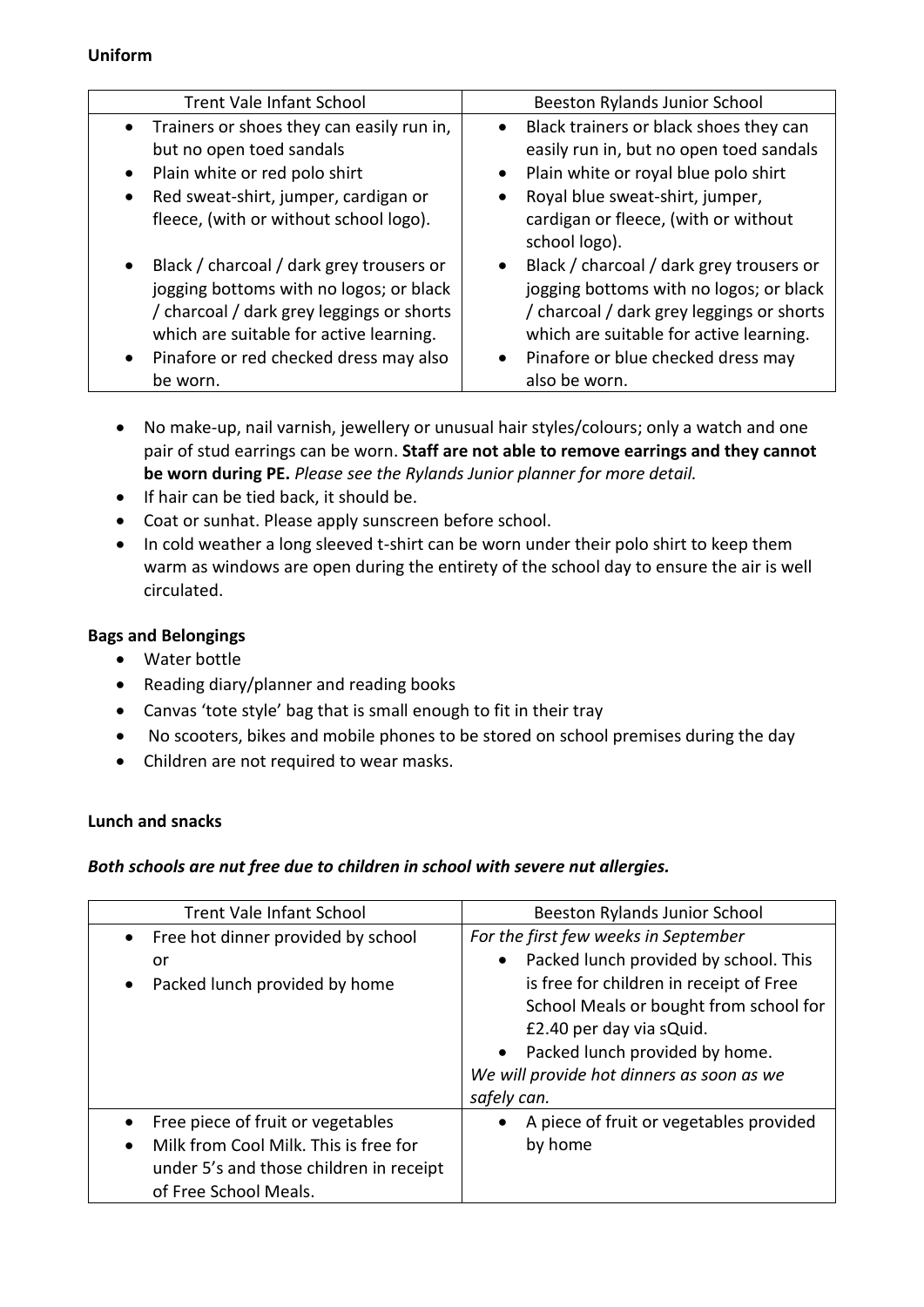**Uniform**

| Trent Vale Infant School | Beeston Rylands Junior School |
| --- | --- |
| • Trainers or shoes they can easily run in, but no open toed sandals<br>• Plain white or red polo shirt<br>• Red sweat-shirt, jumper, cardigan or fleece, (with or without school logo).<br>• Black / charcoal / dark grey trousers or jogging bottoms with no logos; or black / charcoal / dark grey leggings or shorts which are suitable for active learning.<br>• Pinafore or red checked dress may also be worn. | • Black trainers or black shoes they can easily run in, but no open toed sandals<br>• Plain white or royal blue polo shirt<br>• Royal blue sweat-shirt, jumper, cardigan or fleece, (with or without school logo).<br>• Black / charcoal / dark grey trousers or jogging bottoms with no logos; or black / charcoal / dark grey leggings or shorts which are suitable for active learning.<br>• Pinafore or blue checked dress may also be worn. |

- No make-up, nail varnish, jewellery or unusual hair styles/colours; only a watch and one pair of stud earrings can be worn. **Staff are not able to remove earrings and they cannot be worn during PE.** *Please see the Rylands Junior planner for more detail.*
- If hair can be tied back, it should be.
- Coat or sunhat. Please apply sunscreen before school.
- In cold weather a long sleeved t-shirt can be worn under their polo shirt to keep them warm as windows are open during the entirety of the school day to ensure the air is well circulated.

**Bags and Belongings**

- Water bottle
- Reading diary/planner and reading books
- Canvas 'tote style' bag that is small enough to fit in their tray
- No scooters, bikes and mobile phones to be stored on school premises during the day
- Children are not required to wear masks.

**Lunch and snacks**

***Both schools are nut free due to children in school with severe nut allergies.***

| Trent Vale Infant School | Beeston Rylands Junior School |
| --- | --- |
| • Free hot dinner provided by school<br>or<br>• Packed lunch provided by home | *For the first few weeks in September*<br>• Packed lunch provided by school. This is free for children in receipt of Free School Meals or bought from school for £2.40 per day via sQuid.<br>• Packed lunch provided by home.<br>*We will provide hot dinners as soon as we safely can.* |
| • Free piece of fruit or vegetables<br>• Milk from Cool Milk. This is free for under 5's and those children in receipt of Free School Meals. | • A piece of fruit or vegetables provided by home |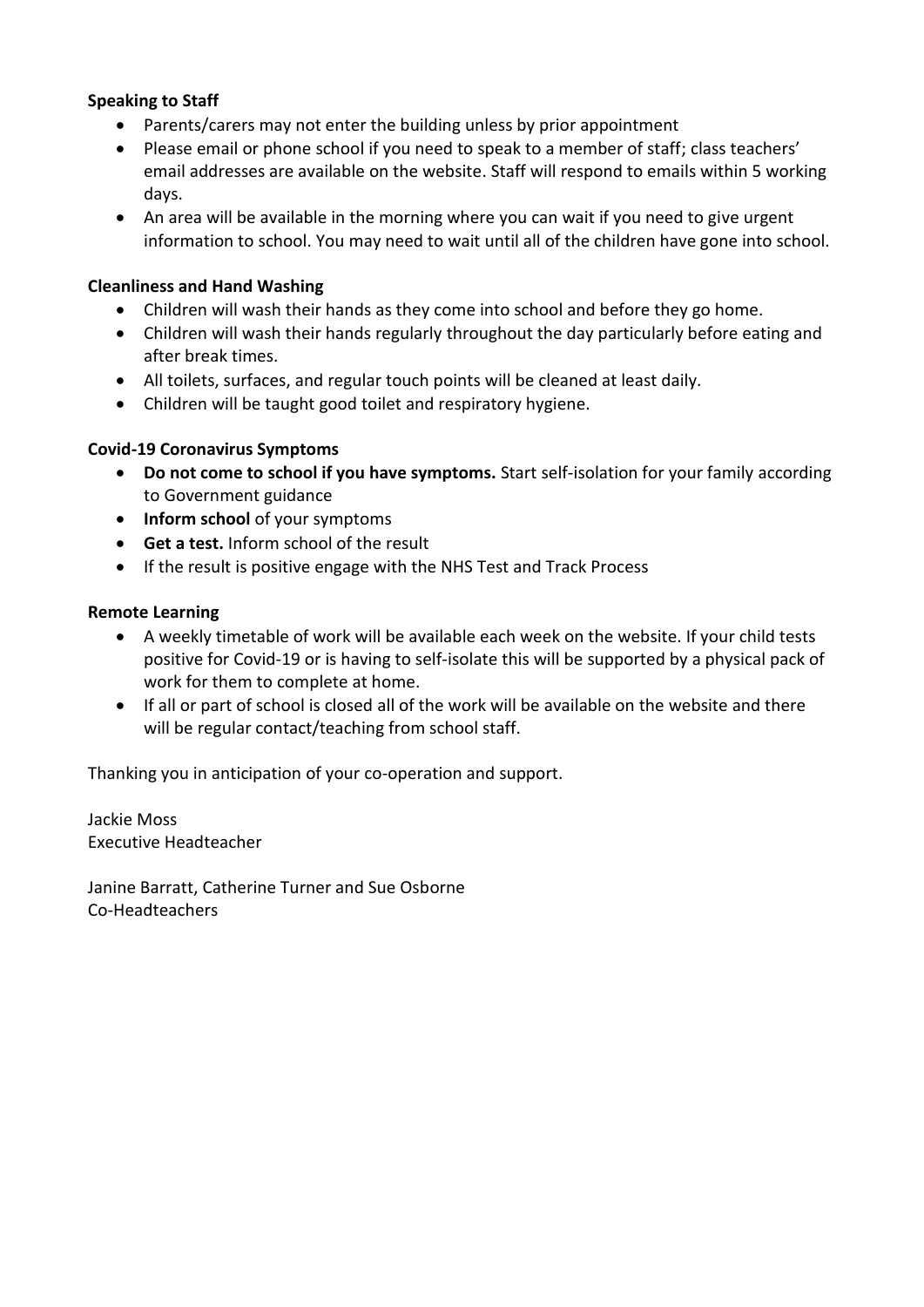**Speaking to Staff**

- Parents/carers may not enter the building unless by prior appointment
- Please email or phone school if you need to speak to a member of staff; class teachers' email addresses are available on the website. Staff will respond to emails within 5 working days.
- An area will be available in the morning where you can wait if you need to give urgent information to school. You may need to wait until all of the children have gone into school.

**Cleanliness and Hand Washing**

- Children will wash their hands as they come into school and before they go home.
- Children will wash their hands regularly throughout the day particularly before eating and after break times.
- All toilets, surfaces, and regular touch points will be cleaned at least daily.
- Children will be taught good toilet and respiratory hygiene.

**Covid-19 Coronavirus Symptoms**

- **Do not come to school if you have symptoms.** Start self-isolation for your family according to Government guidance
- **Inform school** of your symptoms
- **Get a test.** Inform school of the result
- If the result is positive engage with the NHS Test and Track Process

**Remote Learning**

- A weekly timetable of work will be available each week on the website. If your child tests positive for Covid-19 or is having to self-isolate this will be supported by a physical pack of work for them to complete at home.
- If all or part of school is closed all of the work will be available on the website and there will be regular contact/teaching from school staff.

Thanking you in anticipation of your co-operation and support.

Jackie Moss
Executive Headteacher

Janine Barratt, Catherine Turner and Sue Osborne
Co-Headteachers